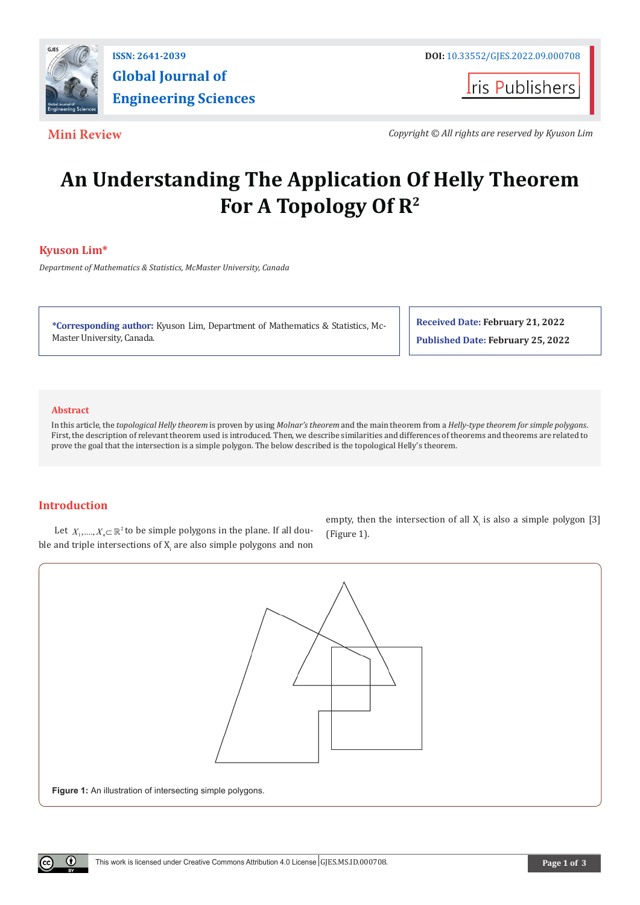ISSN: 2641-2039

# Global Journal of Engineering Sciences

DOI: 10.33552/GJES.2022.09.000708

**Mini Review**

*Copyright © All rights are reserved by Kyuson Lim*

# An Understanding The Application Of Helly Theorem For A Topology Of $R^2$

**Kyuson Lim***

*Department of Mathematics & Statistics, McMaster University, Canada*

**\*Corresponding author:** Kyuson Lim, Department of Mathematics & Statistics, McMaster University, Canada.

**Received Date:** February 21, 2022

**Published Date:** February 25, 2022

## Abstract

In this article, the *topological Helly theorem* is proven by using *Molnar's theorem* and the main theorem from a *Helly-type theorem for simple polygons*. First, the description of relevant theorem used is introduced. Then, we describe similarities and differences of theorems and theorems are related to prove the goal that the intersection is a simple polygon. The below described is the topological Helly's theorem.

## Introduction

Let $X_1,\ldots,X_n \subset \mathbb{R}^2$ to be simple polygons in the plane. If all double and triple intersections of $X_i$ are also simple polygons and non empty, then the intersection of all $X_i$ is also a simple polygon [3] (Figure 1).

Figure 1: An illustration of intersecting simple polygons.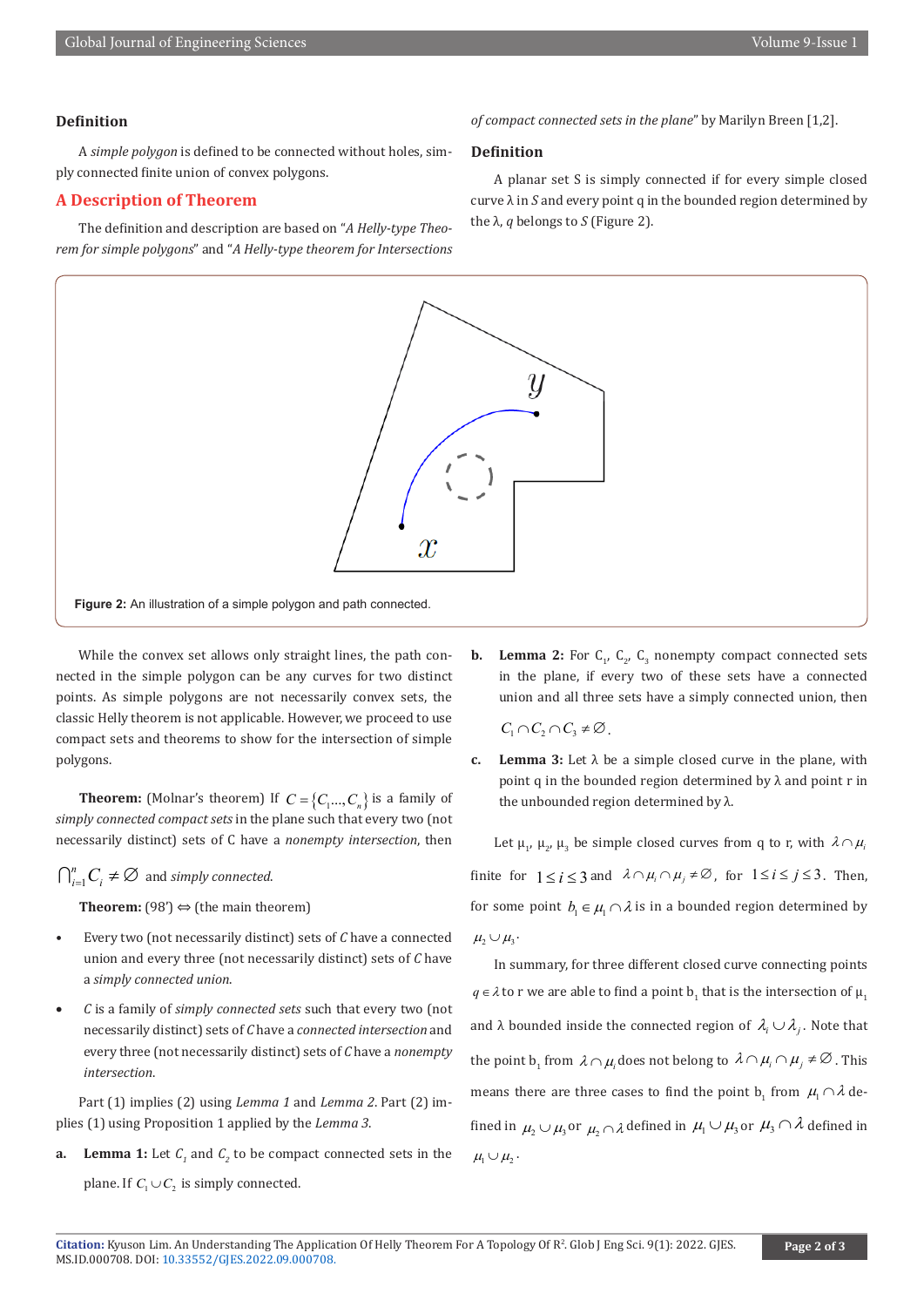## Definition

A *simple polygon* is defined to be connected without holes, simply connected finite union of convex polygons.

## A Description of Theorem

The definition and description are based on "*A Helly-type Theorem for simple polygons*" and "*A Helly-type theorem for Intersections of compact connected sets in the plane*" by Marilyn Breen [1,2].

## Definition

A planar set S is simply connected if for every simple closed curve λ in *S* and every point q in the bounded region determined by the λ, *q* belongs to *S* (Figure 2).

**Figure 2:** An illustration of a simple polygon and path connected.

While the convex set allows only straight lines, the path connected in the simple polygon can be any curves for two distinct points. As simple polygons are not necessarily convex sets, the classic Helly theorem is not applicable. However, we proceed to use compact sets and theorems to show for the intersection of simple polygons.

**Theorem:** (Molnar's theorem) If $C = \{C_1 ..., C_n\}$ is a family of *simply connected compact sets* in the plane such that every two (not necessarily distinct) sets of C have a *nonempty intersection*, then $\bigcap_{i=1}^{n} C_i \neq \varnothing$ and *simply connected.*

**Theorem:** (98') ⇔ (the main theorem)

- Every two (not necessarily distinct) sets of *C* have a connected union and every three (not necessarily distinct) sets of *C* have a *simply connected union.*
- *C* is a family of *simply connected sets* such that every two (not necessarily distinct) sets of *C* have a *connected intersection* and every three (not necessarily distinct) sets of *C* have a *nonempty intersection*.

Part (1) implies (2) using *Lemma 1* and *Lemma 2*. Part (2) implies (1) using Proposition 1 applied by the *Lemma 3*.

a. **Lemma 1:** Let $C_1$ and $C_2$ to be compact connected sets in the plane. If $C_1 \cup C_2$ is simply connected.

b. **Lemma 2:** For $C_1$, $C_2$, $C_3$ nonempty compact connected sets in the plane, if every two of these sets have a connected union and all three sets have a simply connected union, then $C_1 \cap C_2 \cap C_3 \neq \varnothing$.

c. **Lemma 3:** Let λ be a simple closed curve in the plane, with point q in the bounded region determined by λ and point r in the unbounded region determined by λ.

Let $\mu_1$, $\mu_2$, $\mu_3$ be simple closed curves from q to r, with $\lambda \cap \mu_i$ finite for $1 \le i \le 3$ and $\lambda \cap \mu_i \cap \mu_j \neq \varnothing$, for $1 \le i \le j \le 3$. Then, for some point $b_1 \in \mu_1 \cap \lambda$ is in a bounded region determined by $\mu_2 \cup \mu_3$.

In summary, for three different closed curve connecting points $q \in \lambda$ to r we are able to find a point $b_1$ that is the intersection of $\mu_1$ and λ bounded inside the connected region of $\lambda_i \cup \lambda_j$. Note that the point $b_1$ from $\lambda \cap \mu_i$ does not belong to $\lambda \cap \mu_i \cap \mu_j \neq \varnothing$. This means there are three cases to find the point $b_1$ from $\mu_1 \cap \lambda$ defined in $\mu_2 \cup \mu_3$ or $\mu_2 \cap \lambda$ defined in $\mu_1 \cup \mu_3$ or $\mu_3 \cap \lambda$ defined in $\mu_1 \cup \mu_2$.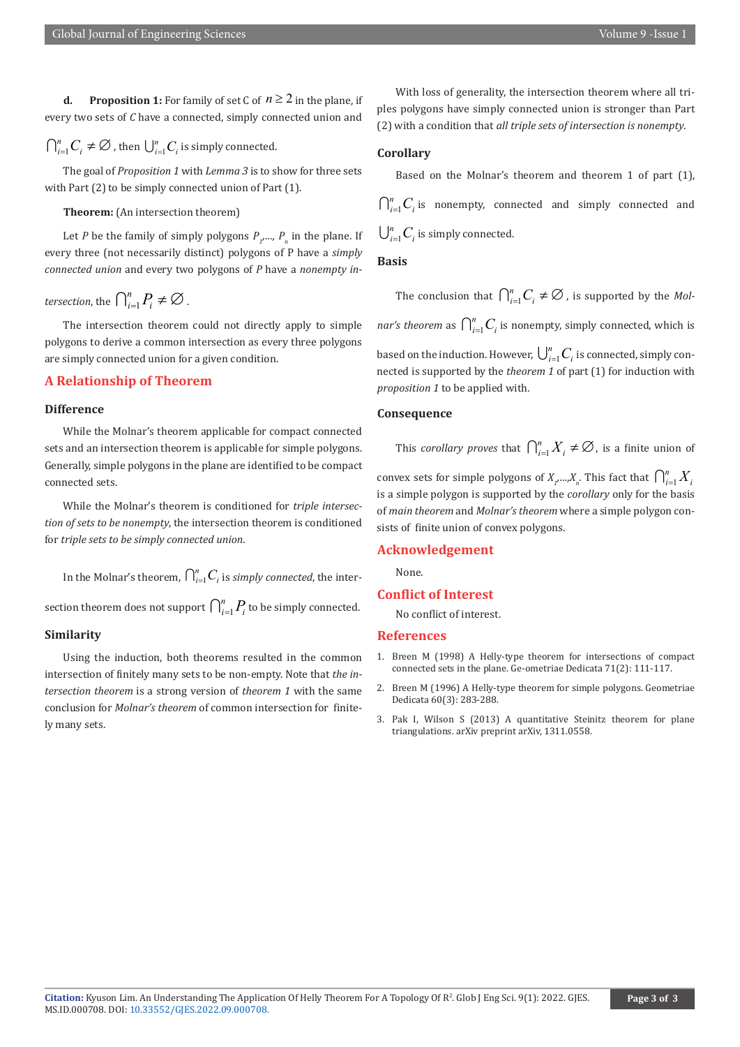**d. Proposition 1:** For family of set C of $n \geq 2$ in the plane, if every two sets of *C* have a connected, simply connected union and $\bigcap_{i=1}^{n} C_i \neq \varnothing$, then $\bigcup_{i=1}^{n} C_i$ is simply connected.

The goal of *Proposition 1* with *Lemma 3* is to show for three sets with Part (2) to be simply connected union of Part (1).

**Theorem:** (An intersection theorem)

Let *P* be the family of simply polygons $P_1,..., P_n$ in the plane. If every three (not necessarily distinct) polygons of P have a *simply connected union* and every two polygons of *P* have a *nonempty intersection*, the $\bigcap_{i=1}^{n} P_i \neq \varnothing$.

The intersection theorem could not directly apply to simple polygons to derive a common intersection as every three polygons are simply connected union for a given condition.

## A Relationship of Theorem

### Difference

While the Molnar's theorem applicable for compact connected sets and an intersection theorem is applicable for simple polygons. Generally, simple polygons in the plane are identified to be compact connected sets.

While the Molnar's theorem is conditioned for *triple intersection of sets to be nonempty*, the intersection theorem is conditioned for *triple sets to be simply connected union*.

In the Molnar's theorem, $\bigcap_{i=1}^{n} C_i$ is *simply connected*, the intersection theorem does not support $\bigcap_{i=1}^{n} P_i$ to be simply connected.

### Similarity

Using the induction, both theorems resulted in the common intersection of finitely many sets to be non-empty. Note that *the intersection theorem* is a strong version of *theorem 1* with the same conclusion for *Molnar's theorem* of common intersection for finitely many sets.

With loss of generality, the intersection theorem where all triples polygons have simply connected union is stronger than Part (2) with a condition that *all triple sets of intersection is nonempty*.

### Corollary

Based on the Molnar's theorem and theorem 1 of part (1), $\bigcap_{i=1}^{n} C_i$ is nonempty, connected and simply connected and $\bigcup_{i=1}^{n} C_i$ is simply connected.

### Basis

The conclusion that $\bigcap_{i=1}^{n} C_i \neq \varnothing$, is supported by the *Molnar's theorem* as $\bigcap_{i=1}^{n} C_i$ is nonempty, simply connected, which is based on the induction. However, $\bigcup_{i=1}^{n} C_i$ is connected, simply connected is supported by the *theorem 1* of part (1) for induction with *proposition 1* to be applied with.

### Consequence

This *corollary proves* that $\bigcap_{i=1}^{n} X_i \neq \varnothing$, is a finite union of convex sets for simple polygons of $X_1,...,X_n$. This fact that $\bigcap_{i=1}^{n} X_i$ is a simple polygon is supported by the *corollary* only for the basis of *main theorem* and *Molnar's theorem* where a simple polygon consists of finite union of convex polygons.

## Acknowledgement

None.

## Conflict of Interest

No conflict of interest.

## References

1. Breen M (1998) A Helly-type theorem for intersections of compact connected sets in the plane. Ge-ometriae Dedicata 71(2): 111-117.
2. Breen M (1996) A Helly-type theorem for simple polygons. Geometriae Dedicata 60(3): 283-288.
3. Pak I, Wilson S (2013) A quantitative Steinitz theorem for plane triangulations. arXiv preprint arXiv, 1311.0558.